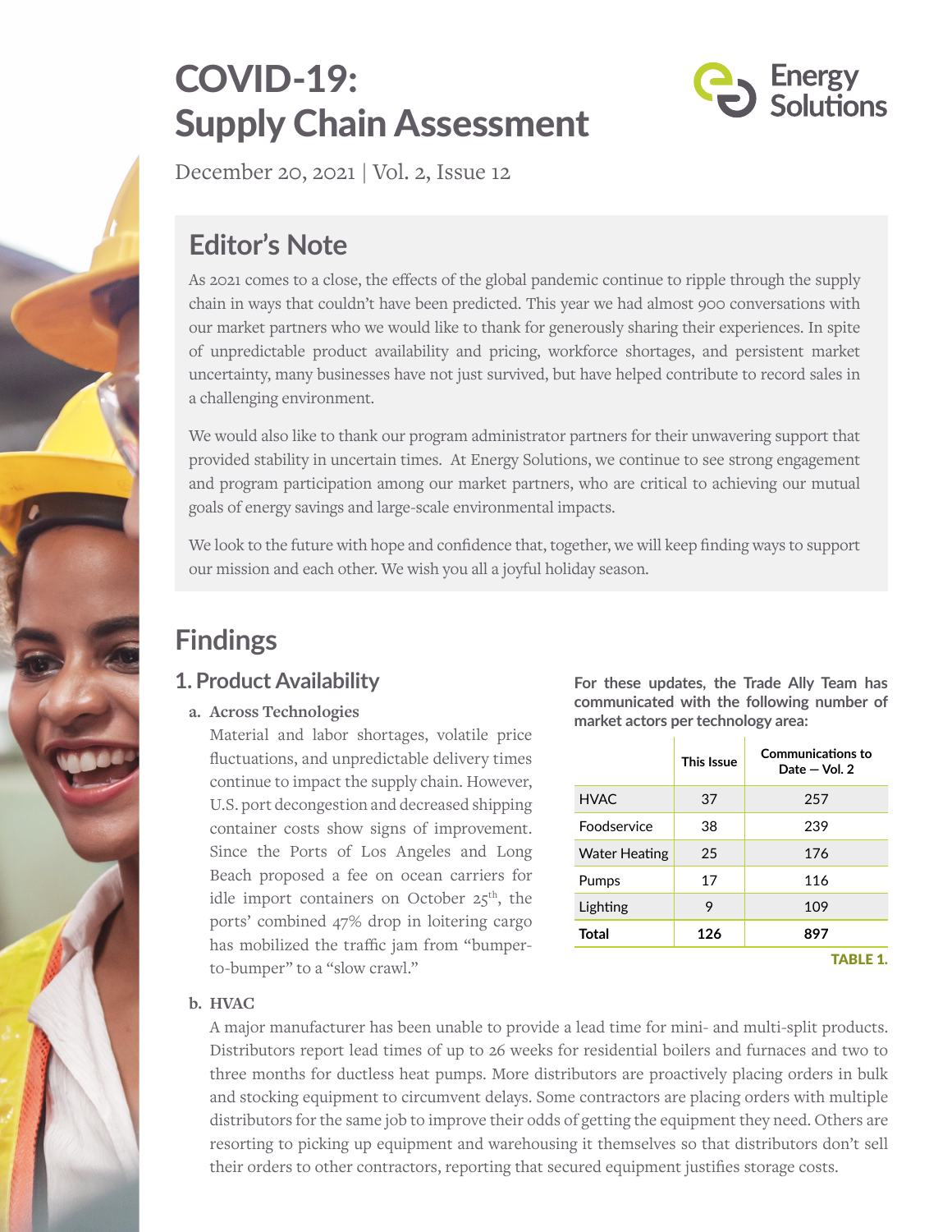# COVID-19: Supply Chain Assessment

December 20, 2021 | Vol. 2, Issue 12

## Editor's Note

As 2021 comes to a close, the effects of the global pandemic continue to ripple through the supply chain in ways that couldn't have been predicted. This year we had almost 900 conversations with our market partners who we would like to thank for generously sharing their experiences. In spite of unpredictable product availability and pricing, workforce shortages, and persistent market uncertainty, many businesses have not just survived, but have helped contribute to record sales in a challenging environment.

We would also like to thank our program administrator partners for their unwavering support that provided stability in uncertain times. At Energy Solutions, we continue to see strong engagement and program participation among our market partners, who are critical to achieving our mutual goals of energy savings and large-scale environmental impacts.

We look to the future with hope and confidence that, together, we will keep finding ways to support our mission and each other. We wish you all a joyful holiday season.

## Findings

### 1. Product Availability

**a. Across Technologies**

Material and labor shortages, volatile price fluctuations, and unpredictable delivery times continue to impact the supply chain. However, U.S. port decongestion and decreased shipping container costs show signs of improvement. Since the Ports of Los Angeles and Long Beach proposed a fee on ocean carriers for idle import containers on October 25th, the ports' combined 47% drop in loitering cargo has mobilized the traffic jam from "bumper-to-bumper" to a "slow crawl."

**For these updates, the Trade Ally Team has communicated with the following number of market actors per technology area:**

| | This Issue | Communications to Date — Vol. 2 |
|---|---|---|
| HVAC | 37 | 257 |
| Foodservice | 38 | 239 |
| Water Heating | 25 | 176 |
| Pumps | 17 | 116 |
| Lighting | 9 | 109 |
| **Total** | **126** | **897** |

TABLE 1.

**b. HVAC**

A major manufacturer has been unable to provide a lead time for mini- and multi-split products. Distributors report lead times of up to 26 weeks for residential boilers and furnaces and two to three months for ductless heat pumps. More distributors are proactively placing orders in bulk and stocking equipment to circumvent delays. Some contractors are placing orders with multiple distributors for the same job to improve their odds of getting the equipment they need. Others are resorting to picking up equipment and warehousing it themselves so that distributors don't sell their orders to other contractors, reporting that secured equipment justifies storage costs.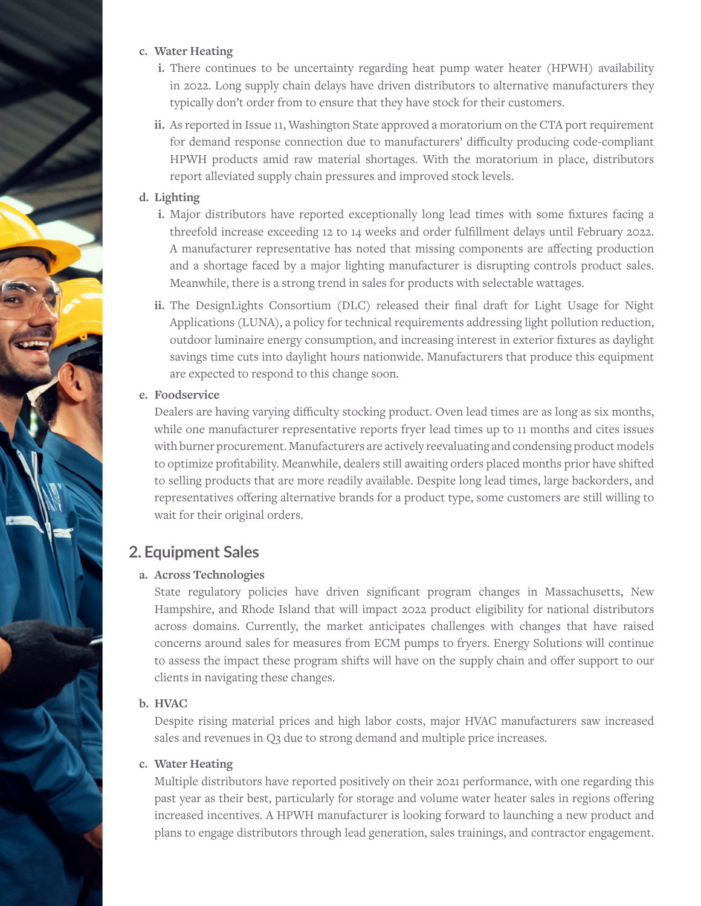c. **Water Heating**

   i. There continues to be uncertainty regarding heat pump water heater (HPWH) availability in 2022. Long supply chain delays have driven distributors to alternative manufacturers they typically don't order from to ensure that they have stock for their customers.

   ii. As reported in Issue 11, Washington State approved a moratorium on the CTA port requirement for demand response connection due to manufacturers' difficulty producing code-compliant HPWH products amid raw material shortages. With the moratorium in place, distributors report alleviated supply chain pressures and improved stock levels.

d. **Lighting**

   i. Major distributors have reported exceptionally long lead times with some fixtures facing a threefold increase exceeding 12 to 14 weeks and order fulfillment delays until February 2022. A manufacturer representative has noted that missing components are affecting production and a shortage faced by a major lighting manufacturer is disrupting controls product sales. Meanwhile, there is a strong trend in sales for products with selectable wattages.

   ii. The DesignLights Consortium (DLC) released their final draft for Light Usage for Night Applications (LUNA), a policy for technical requirements addressing light pollution reduction, outdoor luminaire energy consumption, and increasing interest in exterior fixtures as daylight savings time cuts into daylight hours nationwide. Manufacturers that produce this equipment are expected to respond to this change soon.

e. **Foodservice**

   Dealers are having varying difficulty stocking product. Oven lead times are as long as six months, while one manufacturer representative reports fryer lead times up to 11 months and cites issues with burner procurement. Manufacturers are actively reevaluating and condensing product models to optimize profitability. Meanwhile, dealers still awaiting orders placed months prior have shifted to selling products that are more readily available. Despite long lead times, large backorders, and representatives offering alternative brands for a product type, some customers are still willing to wait for their original orders.

## 2. Equipment Sales

a. **Across Technologies**

   State regulatory policies have driven significant program changes in Massachusetts, New Hampshire, and Rhode Island that will impact 2022 product eligibility for national distributors across domains. Currently, the market anticipates challenges with changes that have raised concerns around sales for measures from ECM pumps to fryers. Energy Solutions will continue to assess the impact these program shifts will have on the supply chain and offer support to our clients in navigating these changes.

b. **HVAC**

   Despite rising material prices and high labor costs, major HVAC manufacturers saw increased sales and revenues in Q3 due to strong demand and multiple price increases.

c. **Water Heating**

   Multiple distributors have reported positively on their 2021 performance, with one regarding this past year as their best, particularly for storage and volume water heater sales in regions offering increased incentives. A HPWH manufacturer is looking forward to launching a new product and plans to engage distributors through lead generation, sales trainings, and contractor engagement.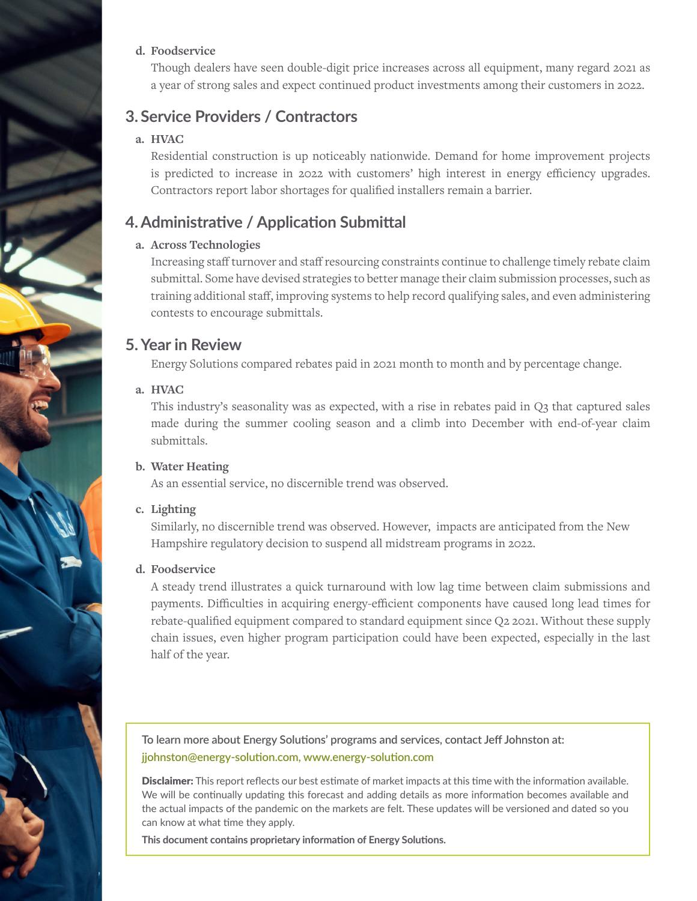**d. Foodservice**

Though dealers have seen double-digit price increases across all equipment, many regard 2021 as a year of strong sales and expect continued product investments among their customers in 2022.

## 3. Service Providers / Contractors

**a. HVAC**

Residential construction is up noticeably nationwide. Demand for home improvement projects is predicted to increase in 2022 with customers' high interest in energy efficiency upgrades. Contractors report labor shortages for qualified installers remain a barrier.

## 4. Administrative / Application Submittal

**a. Across Technologies**

Increasing staff turnover and staff resourcing constraints continue to challenge timely rebate claim submittal. Some have devised strategies to better manage their claim submission processes, such as training additional staff, improving systems to help record qualifying sales, and even administering contests to encourage submittals.

## 5. Year in Review

Energy Solutions compared rebates paid in 2021 month to month and by percentage change.

**a. HVAC**

This industry's seasonality was as expected, with a rise in rebates paid in Q3 that captured sales made during the summer cooling season and a climb into December with end-of-year claim submittals.

**b. Water Heating**

As an essential service, no discernible trend was observed.

**c. Lighting**

Similarly, no discernible trend was observed. However, impacts are anticipated from the New Hampshire regulatory decision to suspend all midstream programs in 2022.

**d. Foodservice**

A steady trend illustrates a quick turnaround with low lag time between claim submissions and payments. Difficulties in acquiring energy-efficient components have caused long lead times for rebate-qualified equipment compared to standard equipment since Q2 2021. Without these supply chain issues, even higher program participation could have been expected, especially in the last half of the year.

To learn more about Energy Solutions' programs and services, contact Jeff Johnston at:
jjohnston@energy-solution.com, www.energy-solution.com

**Disclaimer:** This report reflects our best estimate of market impacts at this time with the information available. We will be continually updating this forecast and adding details as more information becomes available and the actual impacts of the pandemic on the markets are felt. These updates will be versioned and dated so you can know at what time they apply.

**This document contains proprietary information of Energy Solutions.**